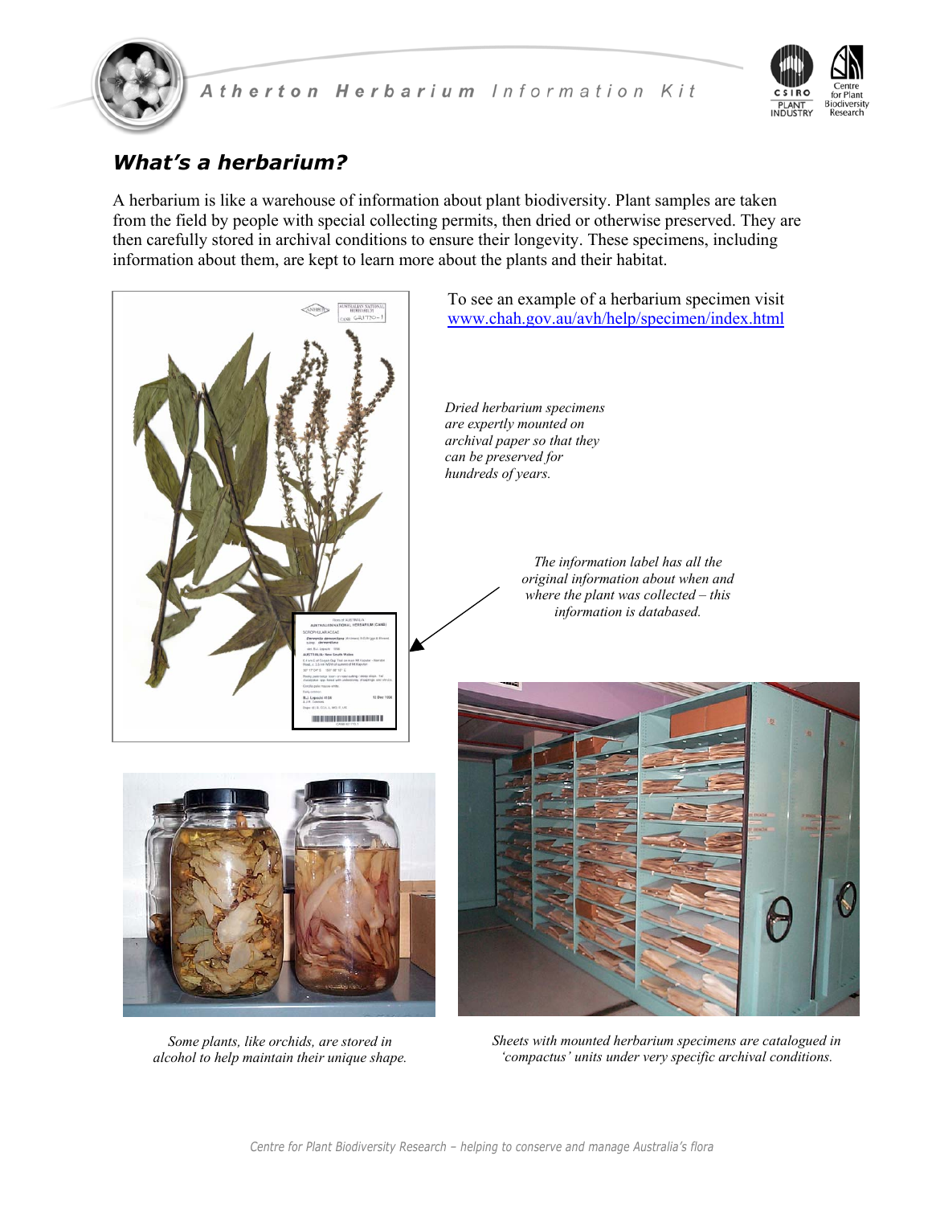## What's a herbarium?

A herbarium is like a warehouse of information about plant biodiversity. Plant samples are taken from the field by people with special collecting permits, then dried or otherwise preserved. They are then carefully stored in archival conditions to ensure their longevity. These specimens, including information about them, are kept to learn more about the plants and their habitat.

To see an example of a herbarium specimen visit [www.chah.gov.au/avh/help/specimen/index.html](http://www.chah.gov.au/avh/help/specimen/index.html)

*Dried herbarium specimens are expertly mounted on archival paper so that they can be preserved for hundreds of years.*

*The information label has all the original information about when and where the plant was collected – this information is databased.*

*Some plants, like orchids, are stored in alcohol to help maintain their unique shape.*

*Sheets with mounted herbarium specimens are catalogued in 'compactus' units under very specific archival conditions.*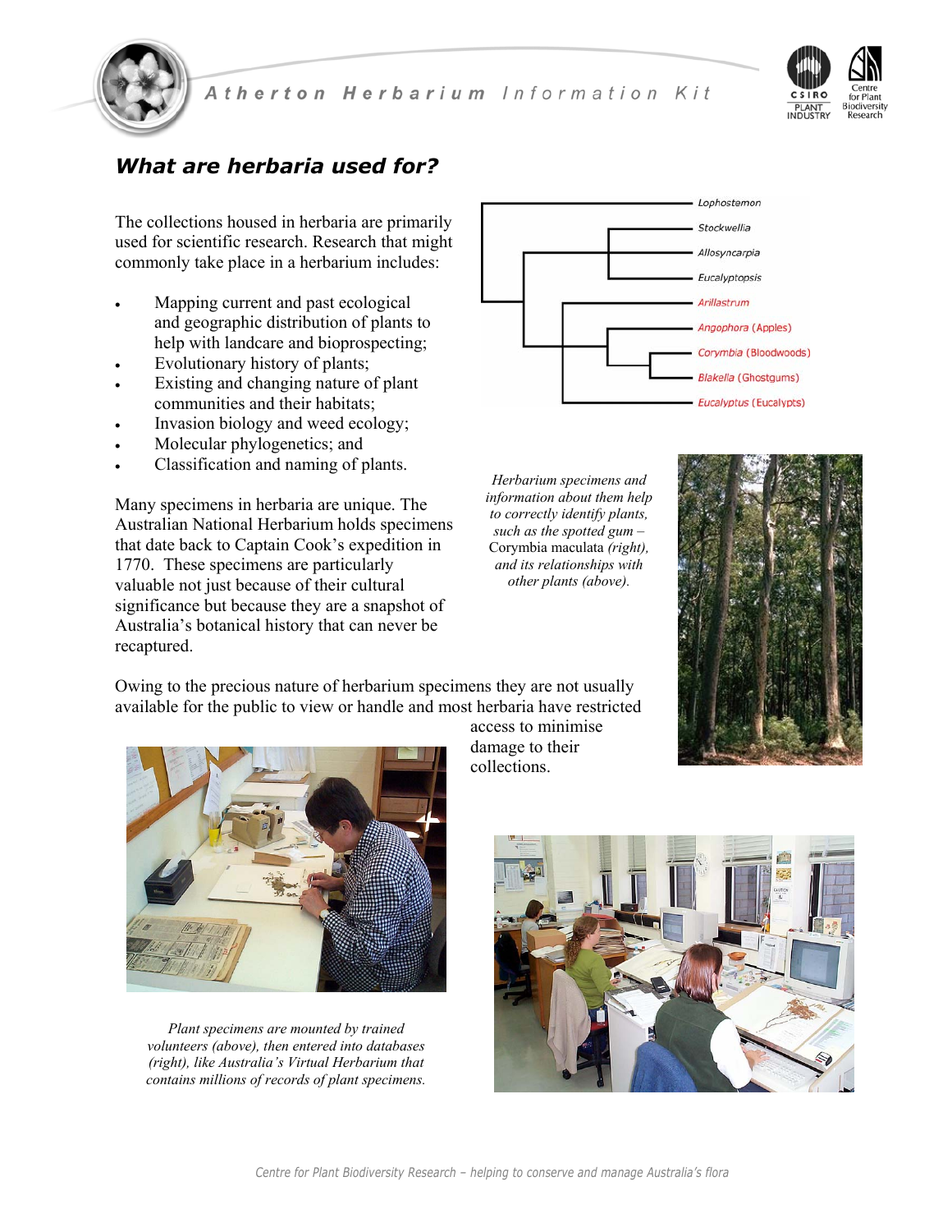## What are herbaria used for?

The collections housed in herbaria are primarily used for scientific research. Research that might commonly take place in a herbarium includes:

- Mapping current and past ecological and geographic distribution of plants to help with landcare and bioprospecting;
- Evolutionary history of plants;
- Existing and changing nature of plant communities and their habitats;
- Invasion biology and weed ecology;
- Molecular phylogenetics; and
- Classification and naming of plants.

Many specimens in herbaria are unique. The Australian National Herbarium holds specimens that date back to Captain Cook's expedition in 1770. These specimens are particularly valuable not just because of their cultural significance but because they are a snapshot of Australia's botanical history that can never be recaptured.

Lophostemon
Stockwellia
Allosyncarpia
Eucalyptopsis
Arillastrum
Angophora (Apples)
Corymbia (Bloodwoods)
Blakella (Ghostgums)
Eucalyptus (Eucalypts)

*Herbarium specimens and information about them help to correctly identify plants, such as the spotted gum –* Corymbia maculata *(right), and its relationships with other plants (above).*

Owing to the precious nature of herbarium specimens they are not usually available for the public to view or handle and most herbaria have restricted access to minimise damage to their collections.

*Plant specimens are mounted by trained volunteers (above), then entered into databases (right), like Australia's Virtual Herbarium that contains millions of records of plant specimens.*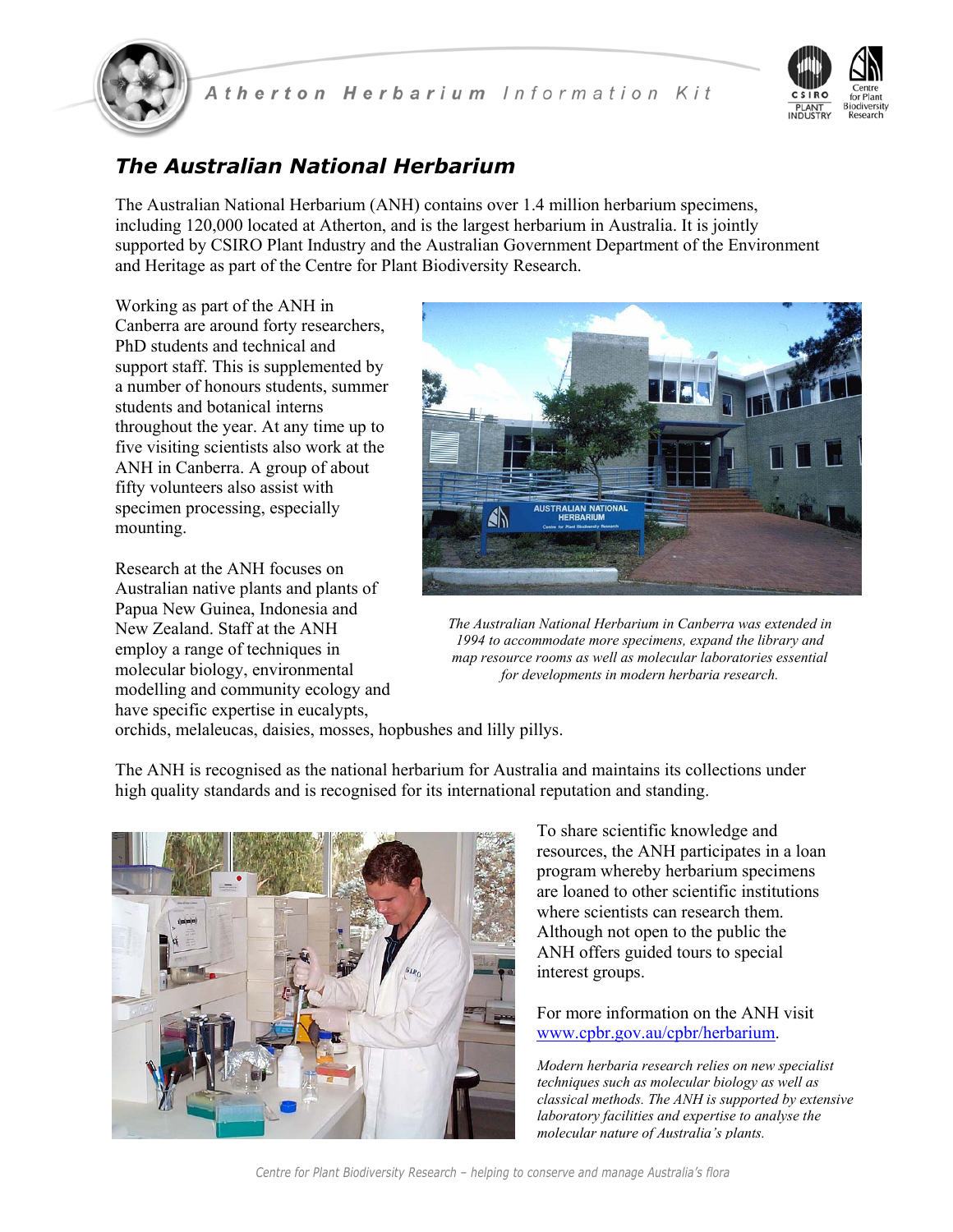## *The Australian National Herbarium*

The Australian National Herbarium (ANH) contains over 1.4 million herbarium specimens, including 120,000 located at Atherton, and is the largest herbarium in Australia. It is jointly supported by CSIRO Plant Industry and the Australian Government Department of the Environment and Heritage as part of the Centre for Plant Biodiversity Research.

Working as part of the ANH in Canberra are around forty researchers, PhD students and technical and support staff. This is supplemented by a number of honours students, summer students and botanical interns throughout the year. At any time up to five visiting scientists also work at the ANH in Canberra. A group of about fifty volunteers also assist with specimen processing, especially mounting.

Research at the ANH focuses on Australian native plants and plants of Papua New Guinea, Indonesia and New Zealand. Staff at the ANH employ a range of techniques in molecular biology, environmental modelling and community ecology and have specific expertise in eucalypts, orchids, melaleucas, daisies, mosses, hopbushes and lilly pillys.

*The Australian National Herbarium in Canberra was extended in 1994 to accommodate more specimens, expand the library and map resource rooms as well as molecular laboratories essential for developments in modern herbaria research.*

The ANH is recognised as the national herbarium for Australia and maintains its collections under high quality standards and is recognised for its international reputation and standing.

To share scientific knowledge and resources, the ANH participates in a loan program whereby herbarium specimens are loaned to other scientific institutions where scientists can research them. Although not open to the public the ANH offers guided tours to special interest groups.

For more information on the ANH visit [www.cpbr.gov.au/cpbr/herbarium](www.cpbr.gov.au/cpbr/herbarium).

*Modern herbaria research relies on new specialist techniques such as molecular biology as well as classical methods. The ANH is supported by extensive laboratory facilities and expertise to analyse the molecular nature of Australia's plants.*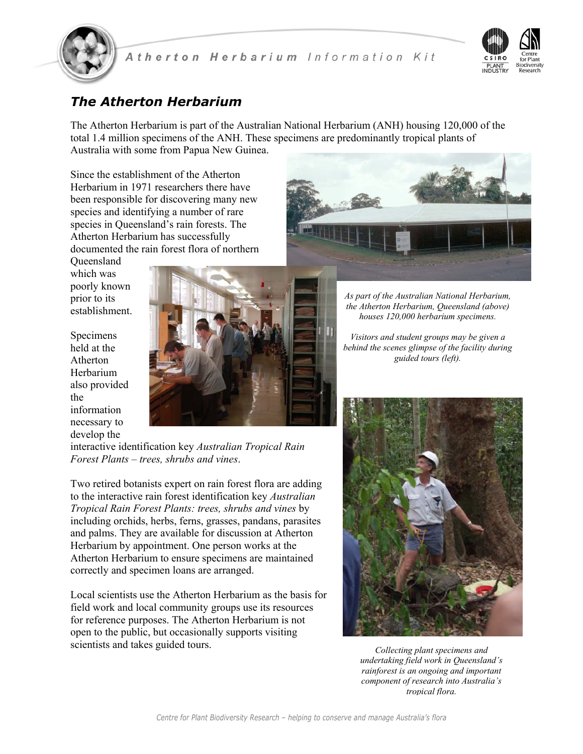## *The Atherton Herbarium*

The Atherton Herbarium is part of the Australian National Herbarium (ANH) housing 120,000 of the total 1.4 million specimens of the ANH. These specimens are predominantly tropical plants of Australia with some from Papua New Guinea.

Since the establishment of the Atherton Herbarium in 1971 researchers there have been responsible for discovering many new species and identifying a number of rare species in Queensland's rain forests. The Atherton Herbarium has successfully documented the rain forest flora of northern Queensland which was poorly known prior to its establishment.

Specimens held at the Atherton Herbarium also provided the information necessary to develop the interactive identification key *Australian Tropical Rain Forest Plants – trees, shrubs and vines*.

Two retired botanists expert on rain forest flora are adding to the interactive rain forest identification key *Australian Tropical Rain Forest Plants: trees, shrubs and vines* by including orchids, herbs, ferns, grasses, pandans, parasites and palms. They are available for discussion at Atherton Herbarium by appointment. One person works at the Atherton Herbarium to ensure specimens are maintained correctly and specimen loans are arranged.

Local scientists use the Atherton Herbarium as the basis for field work and local community groups use its resources for reference purposes. The Atherton Herbarium is not open to the public, but occasionally supports visiting scientists and takes guided tours.

*As part of the Australian National Herbarium, the Atherton Herbarium, Queensland (above) houses 120,000 herbarium specimens.*

*Visitors and student groups may be given a behind the scenes glimpse of the facility during guided tours (left).*

*Collecting plant specimens and undertaking field work in Queensland's rainforest is an ongoing and important component of research into Australia's tropical flora.*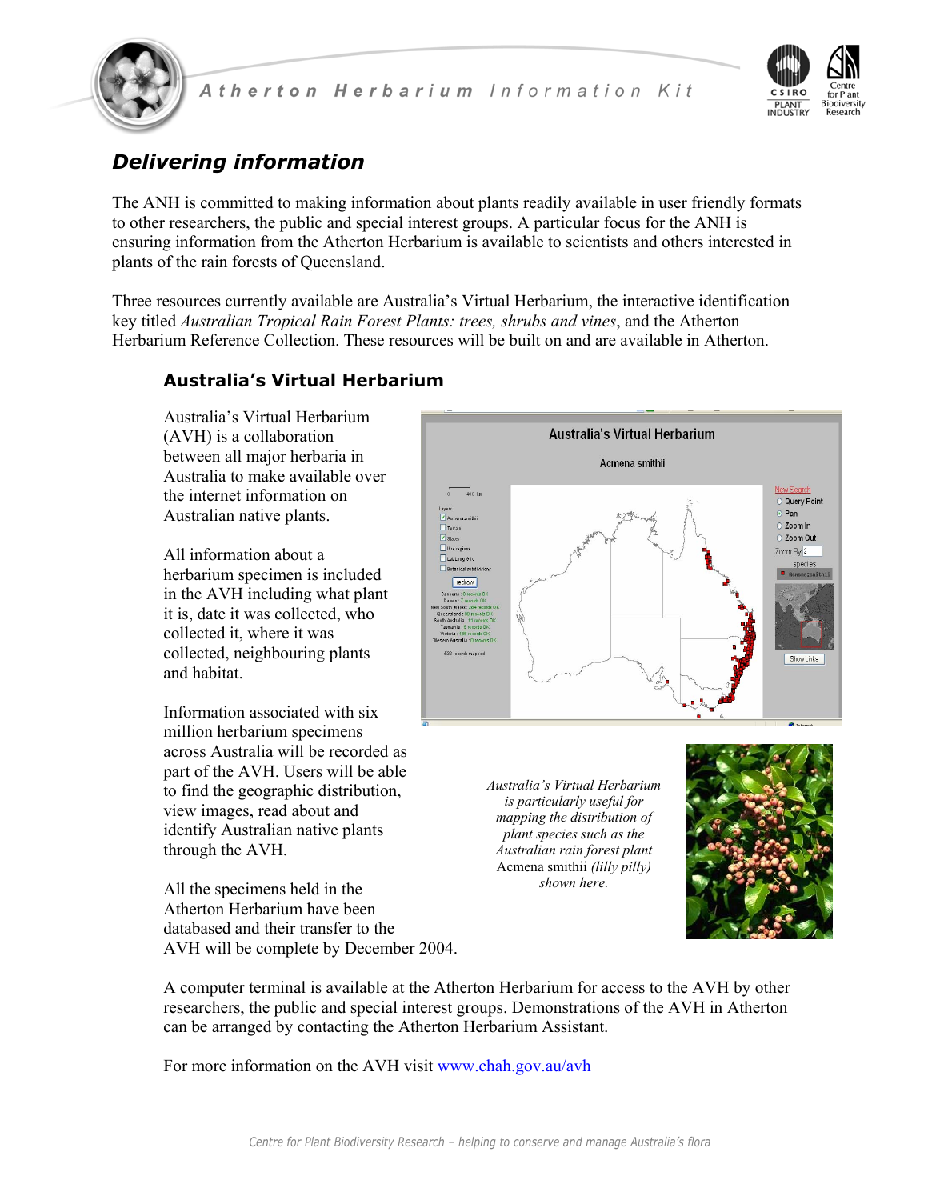## *Delivering information*

The ANH is committed to making information about plants readily available in user friendly formats to other researchers, the public and special interest groups. A particular focus for the ANH is ensuring information from the Atherton Herbarium is available to scientists and others interested in plants of the rain forests of Queensland.

Three resources currently available are Australia's Virtual Herbarium, the interactive identification key titled *Australian Tropical Rain Forest Plants: trees, shrubs and vines*, and the Atherton Herbarium Reference Collection. These resources will be built on and are available in Atherton.

### Australia's Virtual Herbarium

Australia's Virtual Herbarium (AVH) is a collaboration between all major herbaria in Australia to make available over the internet information on Australian native plants.

All information about a herbarium specimen is included in the AVH including what plant it is, date it was collected, who collected it, where it was collected, neighbouring plants and habitat.

Information associated with six million herbarium specimens across Australia will be recorded as part of the AVH. Users will be able to find the geographic distribution, view images, read about and identify Australian native plants through the AVH.

All the specimens held in the Atherton Herbarium have been databased and their transfer to the AVH will be complete by December 2004.

*Australia's Virtual Herbarium is particularly useful for mapping the distribution of plant species such as the Australian rain forest plant* Acmena smithii *(lilly pilly) shown here.*

A computer terminal is available at the Atherton Herbarium for access to the AVH by other researchers, the public and special interest groups. Demonstrations of the AVH in Atherton can be arranged by contacting the Atherton Herbarium Assistant.

For more information on the AVH visit www.chah.gov.au/avh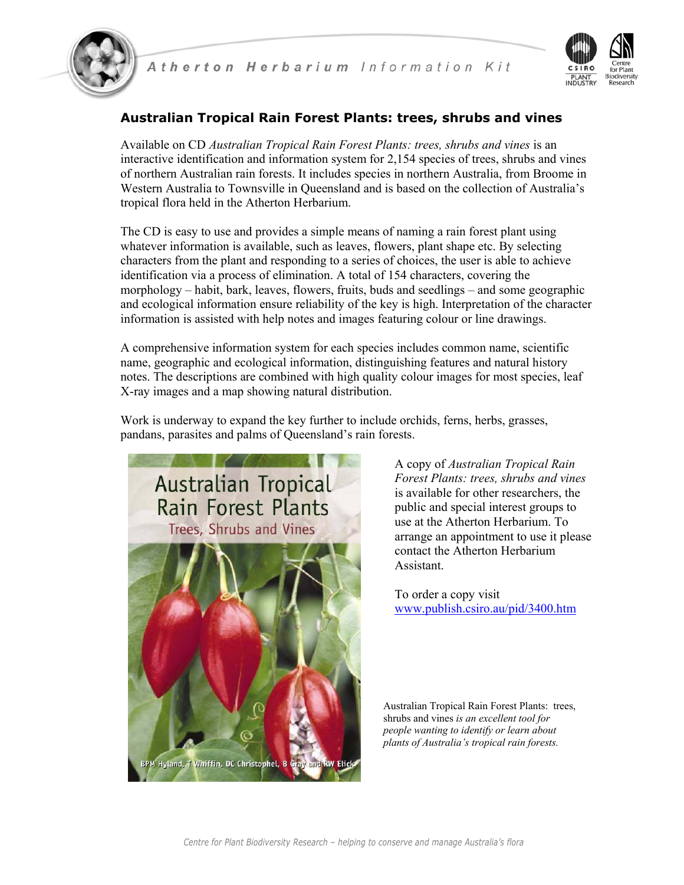## Australian Tropical Rain Forest Plants: trees, shrubs and vines

Available on CD *Australian Tropical Rain Forest Plants: trees, shrubs and vines* is an interactive identification and information system for 2,154 species of trees, shrubs and vines of northern Australian rain forests. It includes species in northern Australia, from Broome in Western Australia to Townsville in Queensland and is based on the collection of Australia's tropical flora held in the Atherton Herbarium.

The CD is easy to use and provides a simple means of naming a rain forest plant using whatever information is available, such as leaves, flowers, plant shape etc. By selecting characters from the plant and responding to a series of choices, the user is able to achieve identification via a process of elimination. A total of 154 characters, covering the morphology – habit, bark, leaves, flowers, fruits, buds and seedlings – and some geographic and ecological information ensure reliability of the key is high. Interpretation of the character information is assisted with help notes and images featuring colour or line drawings.

A comprehensive information system for each species includes common name, scientific name, geographic and ecological information, distinguishing features and natural history notes. The descriptions are combined with high quality colour images for most species, leaf X-ray images and a map showing natural distribution.

Work is underway to expand the key further to include orchids, ferns, herbs, grasses, pandans, parasites and palms of Queensland's rain forests.

A copy of *Australian Tropical Rain Forest Plants: trees, shrubs and vines* is available for other researchers, the public and special interest groups to use at the Atherton Herbarium. To arrange an appointment to use it please contact the Atherton Herbarium Assistant.

To order a copy visit [www.publish.csiro.au/pid/3400.htm](http://www.publish.csiro.au/pid/3400.htm)

Australian Tropical Rain Forest Plants: trees, shrubs and vines *is an excellent tool for people wanting to identify or learn about plants of Australia's tropical rain forests.*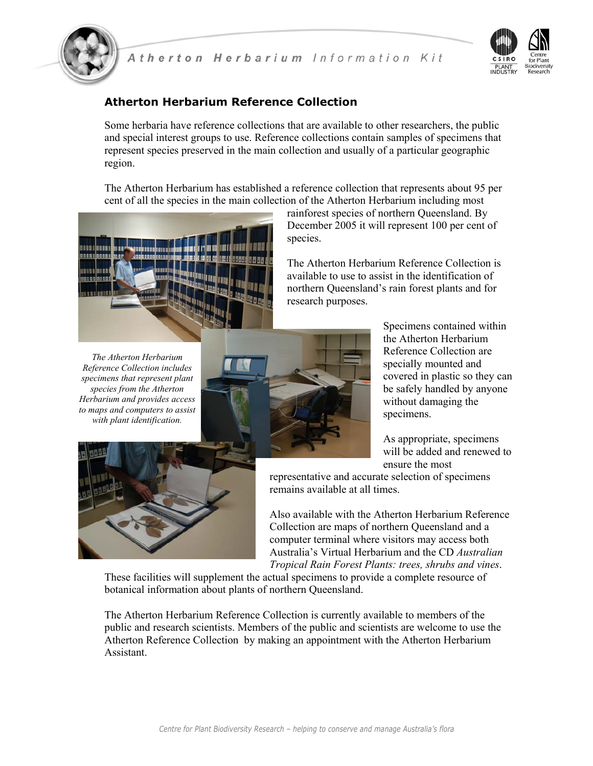## Atherton Herbarium Reference Collection

Some herbaria have reference collections that are available to other researchers, the public and special interest groups to use. Reference collections contain samples of specimens that represent species preserved in the main collection and usually of a particular geographic region.

The Atherton Herbarium has established a reference collection that represents about 95 per cent of all the species in the main collection of the Atherton Herbarium including most rainforest species of northern Queensland. By December 2005 it will represent 100 per cent of species.

The Atherton Herbarium Reference Collection is available to use to assist in the identification of northern Queensland's rain forest plants and for research purposes.

*The Atherton Herbarium Reference Collection includes specimens that represent plant species from the Atherton Herbarium and provides access to maps and computers to assist with plant identification.*

Specimens contained within the Atherton Herbarium Reference Collection are specially mounted and covered in plastic so they can be safely handled by anyone without damaging the specimens.

As appropriate, specimens will be added and renewed to ensure the most representative and accurate selection of specimens remains available at all times.

Also available with the Atherton Herbarium Reference Collection are maps of northern Queensland and a computer terminal where visitors may access both Australia's Virtual Herbarium and the CD *Australian Tropical Rain Forest Plants: trees, shrubs and vines*. These facilities will supplement the actual specimens to provide a complete resource of botanical information about plants of northern Queensland.

The Atherton Herbarium Reference Collection is currently available to members of the public and research scientists. Members of the public and scientists are welcome to use the Atherton Reference Collection by making an appointment with the Atherton Herbarium Assistant.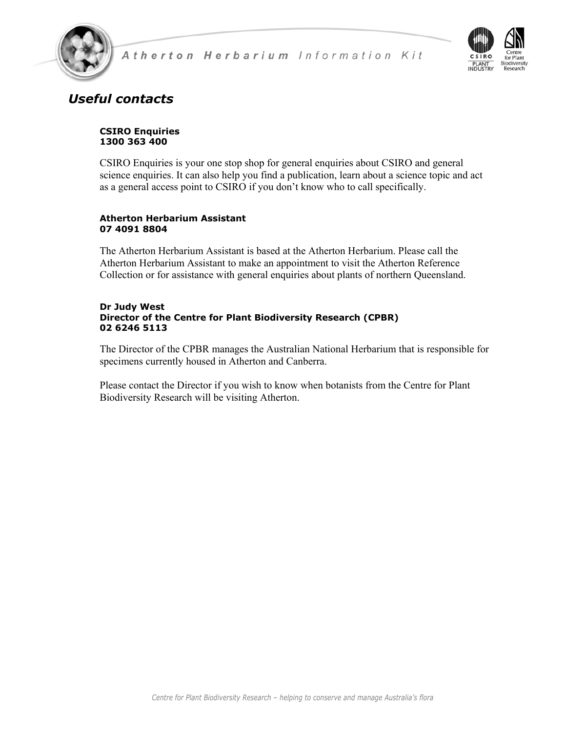## *Useful contacts*

**CSIRO Enquiries**
**1300 363 400**

CSIRO Enquiries is your one stop shop for general enquiries about CSIRO and general science enquiries. It can also help you find a publication, learn about a science topic and act as a general access point to CSIRO if you don't know who to call specifically.

**Atherton Herbarium Assistant**
**07 4091 8804**

The Atherton Herbarium Assistant is based at the Atherton Herbarium. Please call the Atherton Herbarium Assistant to make an appointment to visit the Atherton Reference Collection or for assistance with general enquiries about plants of northern Queensland.

**Dr Judy West**
**Director of the Centre for Plant Biodiversity Research (CPBR)**
**02 6246 5113**

The Director of the CPBR manages the Australian National Herbarium that is responsible for specimens currently housed in Atherton and Canberra.

Please contact the Director if you wish to know when botanists from the Centre for Plant Biodiversity Research will be visiting Atherton.